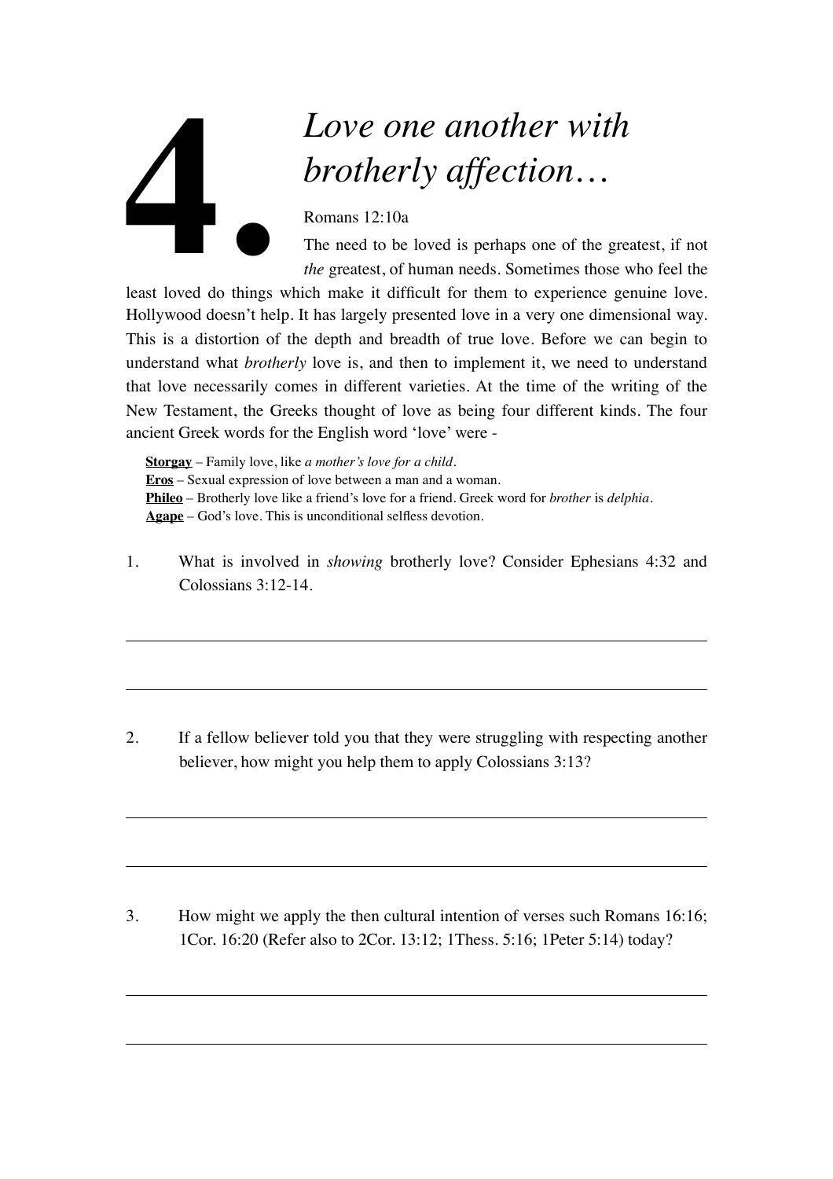# 4. *Love one another with brotherly affection…*

Romans 12:10a

The need to be loved is perhaps one of the greatest, if not *the* greatest, of human needs. Sometimes those who feel the least loved do things which make it difficult for them to experience genuine love. Hollywood doesn't help. It has largely presented love in a very one dimensional way. This is a distortion of the depth and breadth of true love. Before we can begin to understand what *brotherly* love is, and then to implement it, we need to understand that love necessarily comes in different varieties. At the time of the writing of the New Testament, the Greeks thought of love as being four different kinds. The four ancient Greek words for the English word 'love' were -

**Storgay** – Family love, like *a mother's love for a child.*
**Eros** – Sexual expression of love between a man and a woman.
**Phileo** – Brotherly love like a friend's love for a friend. Greek word for *brother* is *delphia.*
**Agape** – God's love. This is unconditional selfless devotion.

1. What is involved in *showing* brotherly love? Consider Ephesians 4:32 and Colossians 3:12-14.

---

---

2. If a fellow believer told you that they were struggling with respecting another believer, how might you help them to apply Colossians 3:13?

---

---

3. How might we apply the then cultural intention of verses such Romans 16:16; 1Cor. 16:20 (Refer also to 2Cor. 13:12; 1Thess. 5:16; 1Peter 5:14) today?

---

---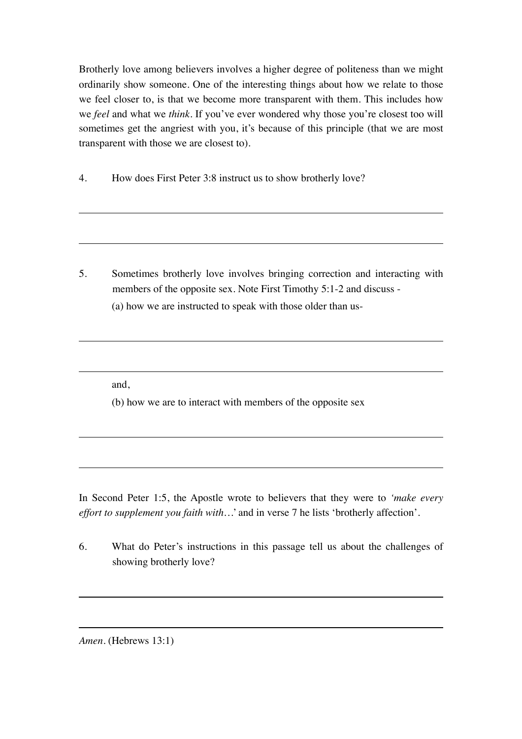Brotherly love among believers involves a higher degree of politeness than we might ordinarily show someone. One of the interesting things about how we relate to those we feel closer to, is that we become more transparent with them. This includes how we *feel* and what we *think*. If you've ever wondered why those you're closest too will sometimes get the angriest with you, it's because of this principle (that we are most transparent with those we are closest to).

4. How does First Peter 3:8 instruct us to show brotherly love?

---

---

5. Sometimes brotherly love involves bringing correction and interacting with members of the opposite sex. Note First Timothy 5:1-2 and discuss -

   (a) how we are instructed to speak with those older than us-

---

---

   and,

   (b) how we are to interact with members of the opposite sex

---

---

In Second Peter 1:5, the Apostle wrote to believers that they were to *'make every effort to supplement you faith with…'* and in verse 7 he lists 'brotherly affection'.

6. What do Peter's instructions in this passage tell us about the challenges of showing brotherly love?

---

---

*Amen*. (Hebrews 13:1)